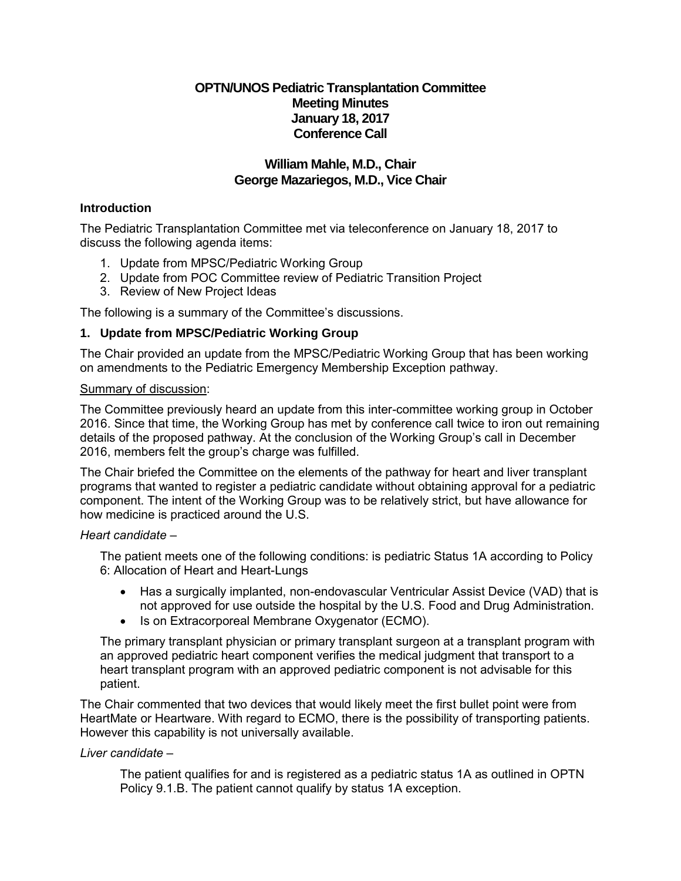# OPTN/UNOS Pediatric Transplantation Committee
# Meeting Minutes
# January 18, 2017
# Conference Call

## William Mahle, M.D., Chair
## George Mazariegos, M.D., Vice Chair

### Introduction

The Pediatric Transplantation Committee met via teleconference on January 18, 2017 to discuss the following agenda items:

1. Update from MPSC/Pediatric Working Group
2. Update from POC Committee review of Pediatric Transition Project
3. Review of New Project Ideas

The following is a summary of the Committee's discussions.

### 1. Update from MPSC/Pediatric Working Group

The Chair provided an update from the MPSC/Pediatric Working Group that has been working on amendments to the Pediatric Emergency Membership Exception pathway.

Summary of discussion:

The Committee previously heard an update from this inter-committee working group in October 2016. Since that time, the Working Group has met by conference call twice to iron out remaining details of the proposed pathway. At the conclusion of the Working Group's call in December 2016, members felt the group's charge was fulfilled.

The Chair briefed the Committee on the elements of the pathway for heart and liver transplant programs that wanted to register a pediatric candidate without obtaining approval for a pediatric component. The intent of the Working Group was to be relatively strict, but have allowance for how medicine is practiced around the U.S.

*Heart candidate –*

The patient meets one of the following conditions: is pediatric Status 1A according to Policy 6: Allocation of Heart and Heart-Lungs

- Has a surgically implanted, non-endovascular Ventricular Assist Device (VAD) that is not approved for use outside the hospital by the U.S. Food and Drug Administration.
- Is on Extracorporeal Membrane Oxygenator (ECMO).

The primary transplant physician or primary transplant surgeon at a transplant program with an approved pediatric heart component verifies the medical judgment that transport to a heart transplant program with an approved pediatric component is not advisable for this patient.

The Chair commented that two devices that would likely meet the first bullet point were from HeartMate or Heartware. With regard to ECMO, there is the possibility of transporting patients. However this capability is not universally available.

*Liver candidate –*

The patient qualifies for and is registered as a pediatric status 1A as outlined in OPTN Policy 9.1.B. The patient cannot qualify by status 1A exception.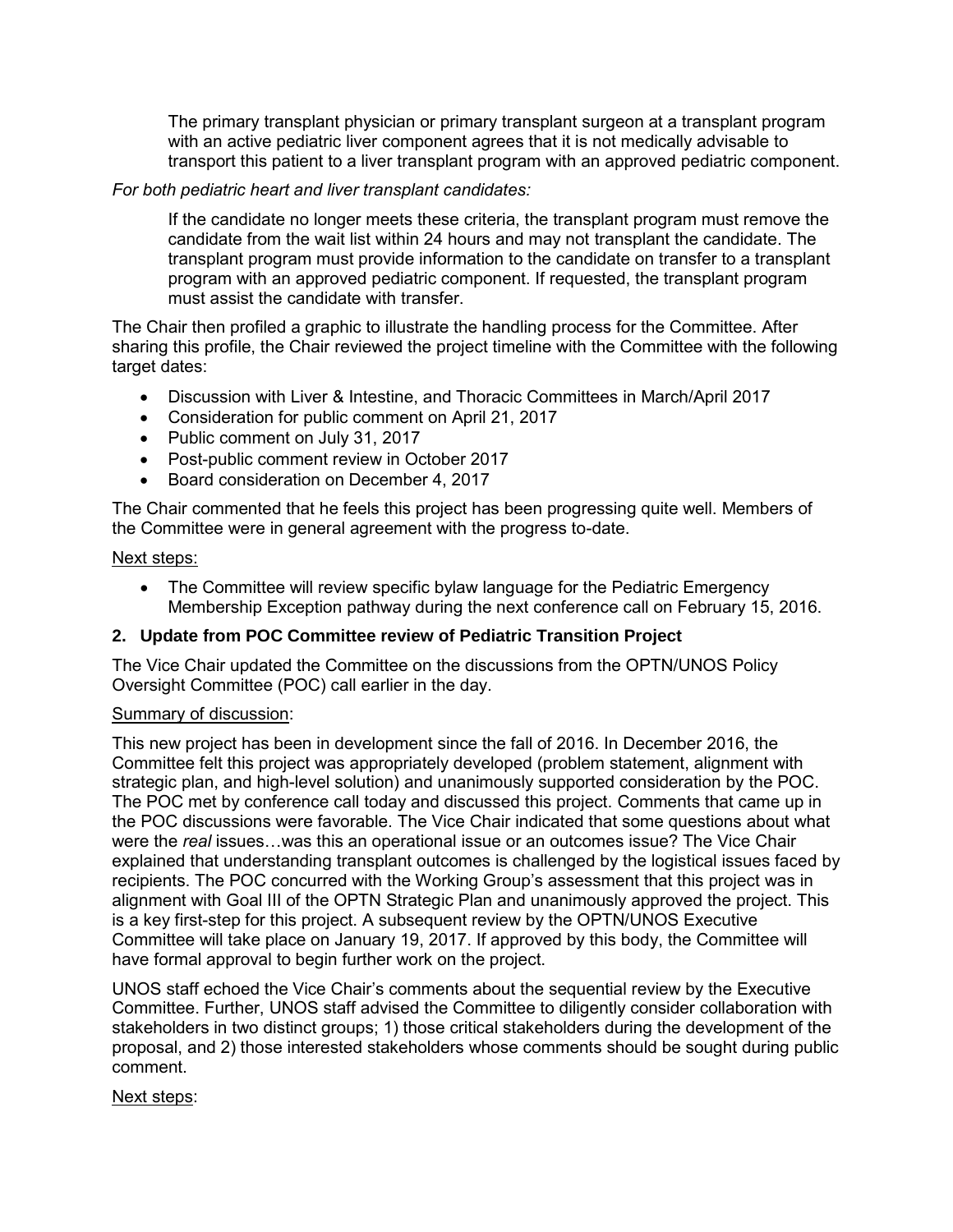The primary transplant physician or primary transplant surgeon at a transplant program with an active pediatric liver component agrees that it is not medically advisable to transport this patient to a liver transplant program with an approved pediatric component.

*For both pediatric heart and liver transplant candidates:*

If the candidate no longer meets these criteria, the transplant program must remove the candidate from the wait list within 24 hours and may not transplant the candidate. The transplant program must provide information to the candidate on transfer to a transplant program with an approved pediatric component. If requested, the transplant program must assist the candidate with transfer.

The Chair then profiled a graphic to illustrate the handling process for the Committee. After sharing this profile, the Chair reviewed the project timeline with the Committee with the following target dates:

- Discussion with Liver & Intestine, and Thoracic Committees in March/April 2017
- Consideration for public comment on April 21, 2017
- Public comment on July 31, 2017
- Post-public comment review in October 2017
- Board consideration on December 4, 2017

The Chair commented that he feels this project has been progressing quite well. Members of the Committee were in general agreement with the progress to-date.

Next steps:

- The Committee will review specific bylaw language for the Pediatric Emergency Membership Exception pathway during the next conference call on February 15, 2016.

### 2. Update from POC Committee review of Pediatric Transition Project

The Vice Chair updated the Committee on the discussions from the OPTN/UNOS Policy Oversight Committee (POC) call earlier in the day.

Summary of discussion:

This new project has been in development since the fall of 2016. In December 2016, the Committee felt this project was appropriately developed (problem statement, alignment with strategic plan, and high-level solution) and unanimously supported consideration by the POC. The POC met by conference call today and discussed this project. Comments that came up in the POC discussions were favorable. The Vice Chair indicated that some questions about what were the *real* issues…was this an operational issue or an outcomes issue? The Vice Chair explained that understanding transplant outcomes is challenged by the logistical issues faced by recipients. The POC concurred with the Working Group's assessment that this project was in alignment with Goal III of the OPTN Strategic Plan and unanimously approved the project. This is a key first-step for this project. A subsequent review by the OPTN/UNOS Executive Committee will take place on January 19, 2017. If approved by this body, the Committee will have formal approval to begin further work on the project.

UNOS staff echoed the Vice Chair's comments about the sequential review by the Executive Committee. Further, UNOS staff advised the Committee to diligently consider collaboration with stakeholders in two distinct groups; 1) those critical stakeholders during the development of the proposal, and 2) those interested stakeholders whose comments should be sought during public comment.

Next steps: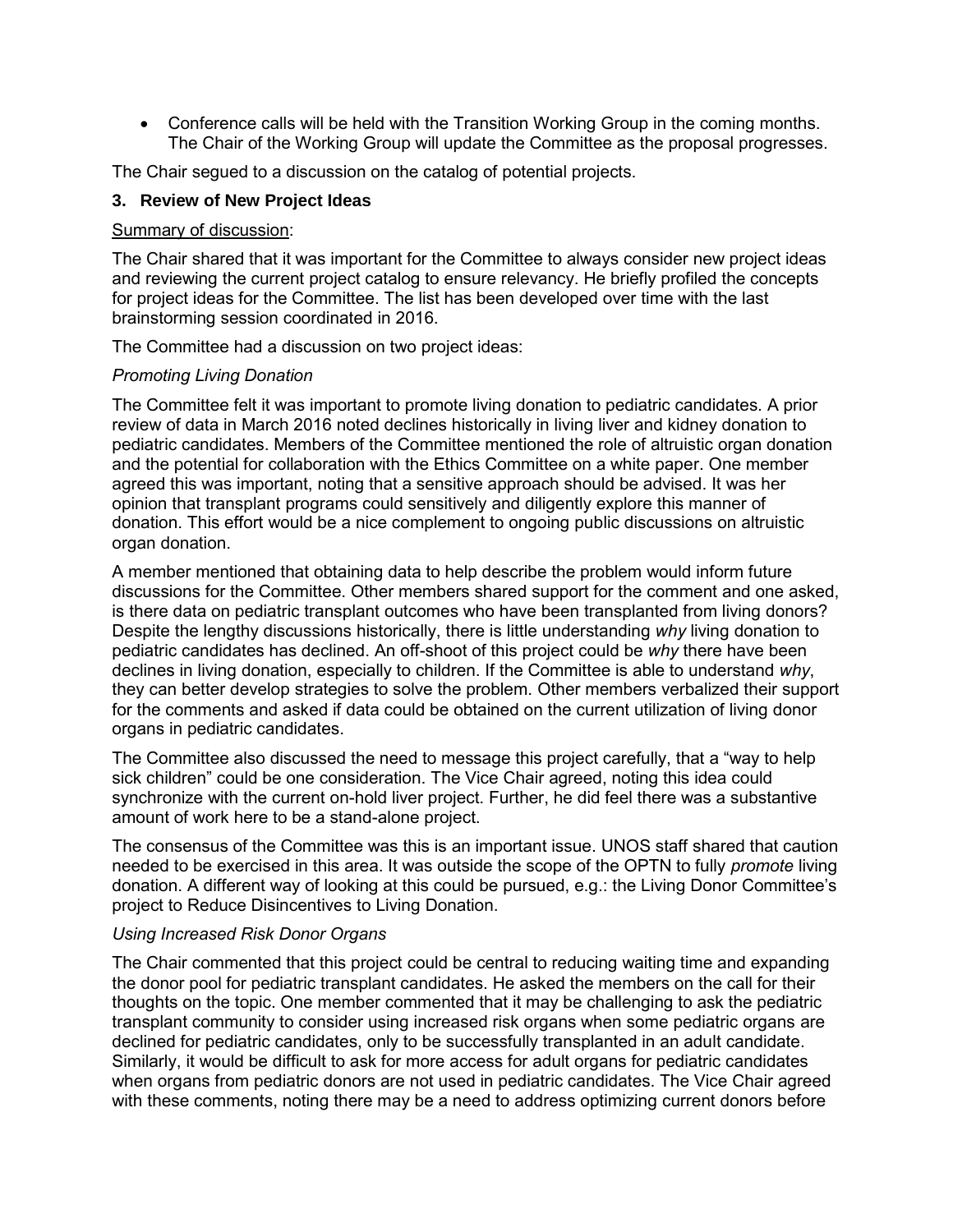- Conference calls will be held with the Transition Working Group in the coming months. The Chair of the Working Group will update the Committee as the proposal progresses.

The Chair segued to a discussion on the catalog of potential projects.

### 3. Review of New Project Ideas

Summary of discussion:

The Chair shared that it was important for the Committee to always consider new project ideas and reviewing the current project catalog to ensure relevancy. He briefly profiled the concepts for project ideas for the Committee. The list has been developed over time with the last brainstorming session coordinated in 2016.

The Committee had a discussion on two project ideas:

*Promoting Living Donation*

The Committee felt it was important to promote living donation to pediatric candidates. A prior review of data in March 2016 noted declines historically in living liver and kidney donation to pediatric candidates. Members of the Committee mentioned the role of altruistic organ donation and the potential for collaboration with the Ethics Committee on a white paper. One member agreed this was important, noting that a sensitive approach should be advised. It was her opinion that transplant programs could sensitively and diligently explore this manner of donation. This effort would be a nice complement to ongoing public discussions on altruistic organ donation.

A member mentioned that obtaining data to help describe the problem would inform future discussions for the Committee. Other members shared support for the comment and one asked, is there data on pediatric transplant outcomes who have been transplanted from living donors? Despite the lengthy discussions historically, there is little understanding *why* living donation to pediatric candidates has declined. An off-shoot of this project could be *why* there have been declines in living donation, especially to children. If the Committee is able to understand *why*, they can better develop strategies to solve the problem. Other members verbalized their support for the comments and asked if data could be obtained on the current utilization of living donor organs in pediatric candidates.

The Committee also discussed the need to message this project carefully, that a "way to help sick children" could be one consideration. The Vice Chair agreed, noting this idea could synchronize with the current on-hold liver project. Further, he did feel there was a substantive amount of work here to be a stand-alone project.

The consensus of the Committee was this is an important issue. UNOS staff shared that caution needed to be exercised in this area. It was outside the scope of the OPTN to fully *promote* living donation. A different way of looking at this could be pursued, e.g.: the Living Donor Committee's project to Reduce Disincentives to Living Donation.

*Using Increased Risk Donor Organs*

The Chair commented that this project could be central to reducing waiting time and expanding the donor pool for pediatric transplant candidates. He asked the members on the call for their thoughts on the topic. One member commented that it may be challenging to ask the pediatric transplant community to consider using increased risk organs when some pediatric organs are declined for pediatric candidates, only to be successfully transplanted in an adult candidate. Similarly, it would be difficult to ask for more access for adult organs for pediatric candidates when organs from pediatric donors are not used in pediatric candidates. The Vice Chair agreed with these comments, noting there may be a need to address optimizing current donors before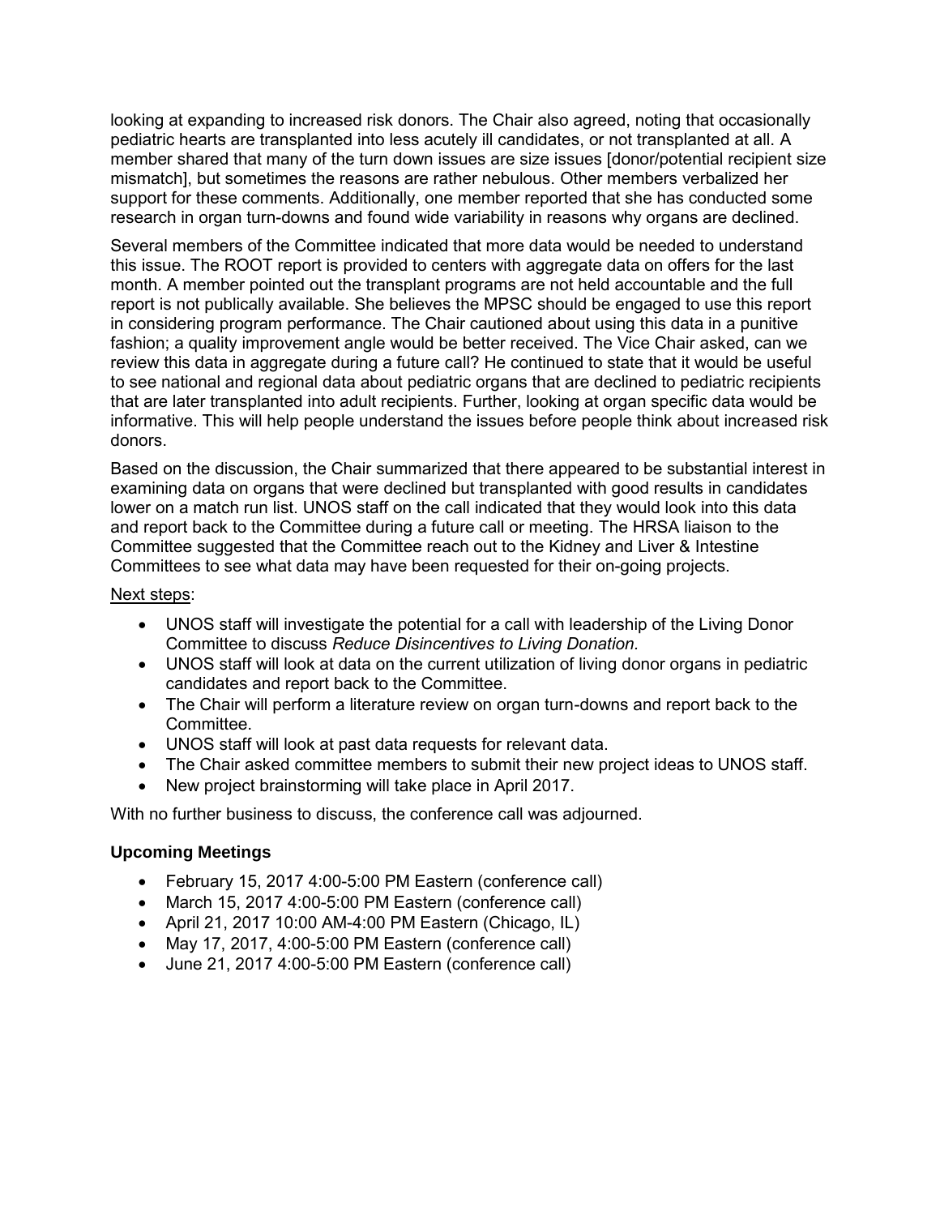looking at expanding to increased risk donors. The Chair also agreed, noting that occasionally pediatric hearts are transplanted into less acutely ill candidates, or not transplanted at all. A member shared that many of the turn down issues are size issues [donor/potential recipient size mismatch], but sometimes the reasons are rather nebulous. Other members verbalized her support for these comments. Additionally, one member reported that she has conducted some research in organ turn-downs and found wide variability in reasons why organs are declined.

Several members of the Committee indicated that more data would be needed to understand this issue. The ROOT report is provided to centers with aggregate data on offers for the last month. A member pointed out the transplant programs are not held accountable and the full report is not publically available. She believes the MPSC should be engaged to use this report in considering program performance. The Chair cautioned about using this data in a punitive fashion; a quality improvement angle would be better received. The Vice Chair asked, can we review this data in aggregate during a future call? He continued to state that it would be useful to see national and regional data about pediatric organs that are declined to pediatric recipients that are later transplanted into adult recipients. Further, looking at organ specific data would be informative. This will help people understand the issues before people think about increased risk donors.

Based on the discussion, the Chair summarized that there appeared to be substantial interest in examining data on organs that were declined but transplanted with good results in candidates lower on a match run list. UNOS staff on the call indicated that they would look into this data and report back to the Committee during a future call or meeting. The HRSA liaison to the Committee suggested that the Committee reach out to the Kidney and Liver & Intestine Committees to see what data may have been requested for their on-going projects.

Next steps:

- UNOS staff will investigate the potential for a call with leadership of the Living Donor Committee to discuss *Reduce Disincentives to Living Donation.*
- UNOS staff will look at data on the current utilization of living donor organs in pediatric candidates and report back to the Committee.
- The Chair will perform a literature review on organ turn-downs and report back to the Committee.
- UNOS staff will look at past data requests for relevant data.
- The Chair asked committee members to submit their new project ideas to UNOS staff.
- New project brainstorming will take place in April 2017.

With no further business to discuss, the conference call was adjourned.

### Upcoming Meetings

- February 15, 2017 4:00-5:00 PM Eastern (conference call)
- March 15, 2017 4:00-5:00 PM Eastern (conference call)
- April 21, 2017 10:00 AM-4:00 PM Eastern (Chicago, IL)
- May 17, 2017, 4:00-5:00 PM Eastern (conference call)
- June 21, 2017 4:00-5:00 PM Eastern (conference call)